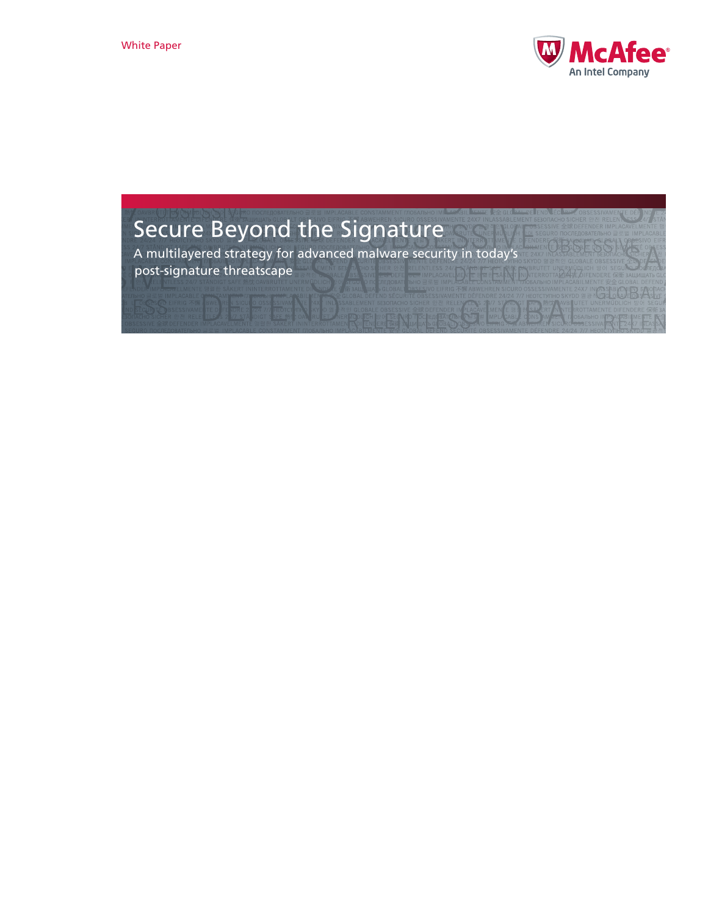White Paper

McAfee
An Intel Company

# Secure Beyond the Signature

A multilayered strategy for advanced malware security in today's post-signature threatscape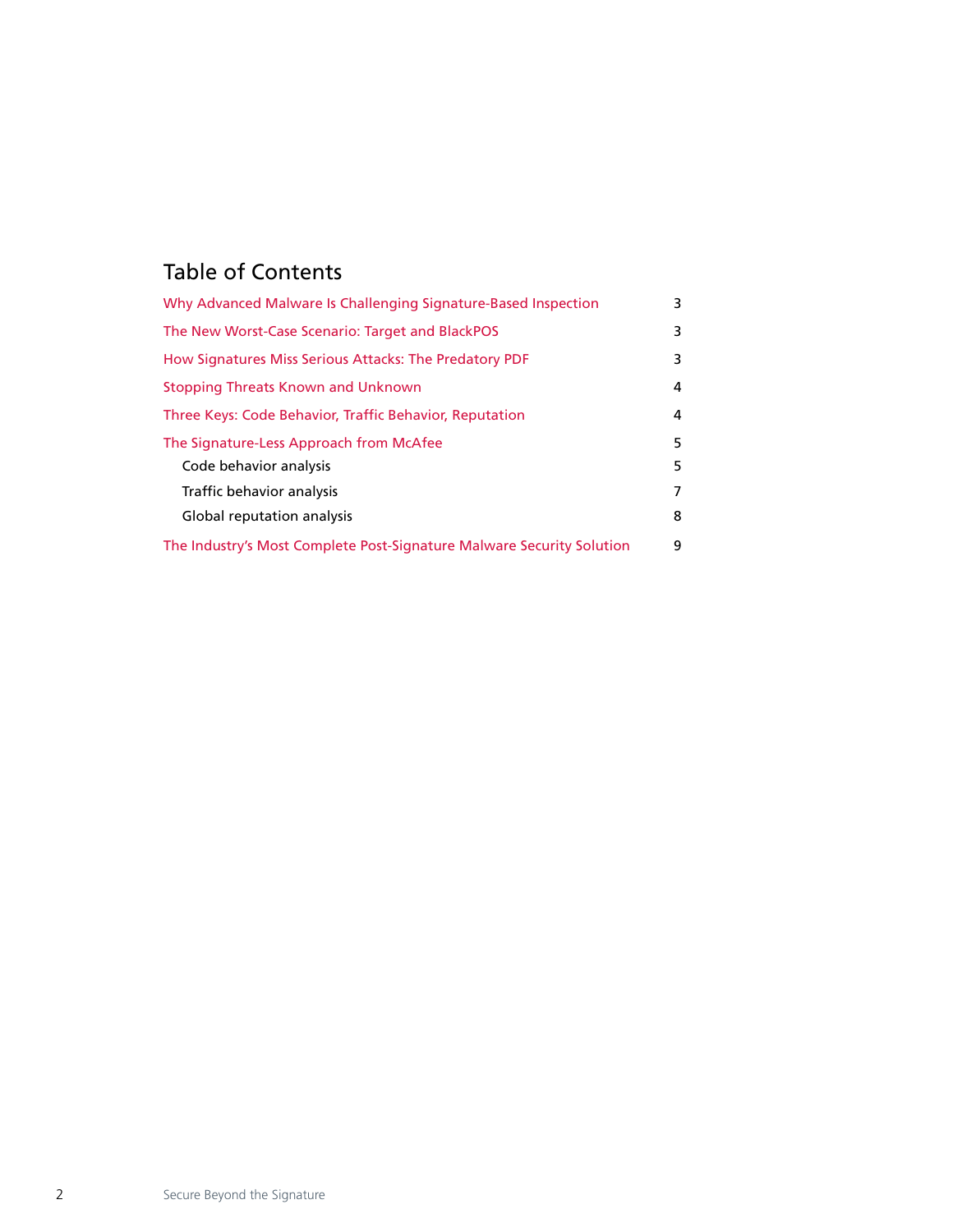## Table of Contents

| | |
|---|---|
| Why Advanced Malware Is Challenging Signature-Based Inspection | 3 |
| The New Worst-Case Scenario: Target and BlackPOS | 3 |
| How Signatures Miss Serious Attacks: The Predatory PDF | 3 |
| Stopping Threats Known and Unknown | 4 |
| Three Keys: Code Behavior, Traffic Behavior, Reputation | 4 |
| The Signature-Less Approach from McAfee | 5 |
| Code behavior analysis | 5 |
| Traffic behavior analysis | 7 |
| Global reputation analysis | 8 |
| The Industry's Most Complete Post-Signature Malware Security Solution | 9 |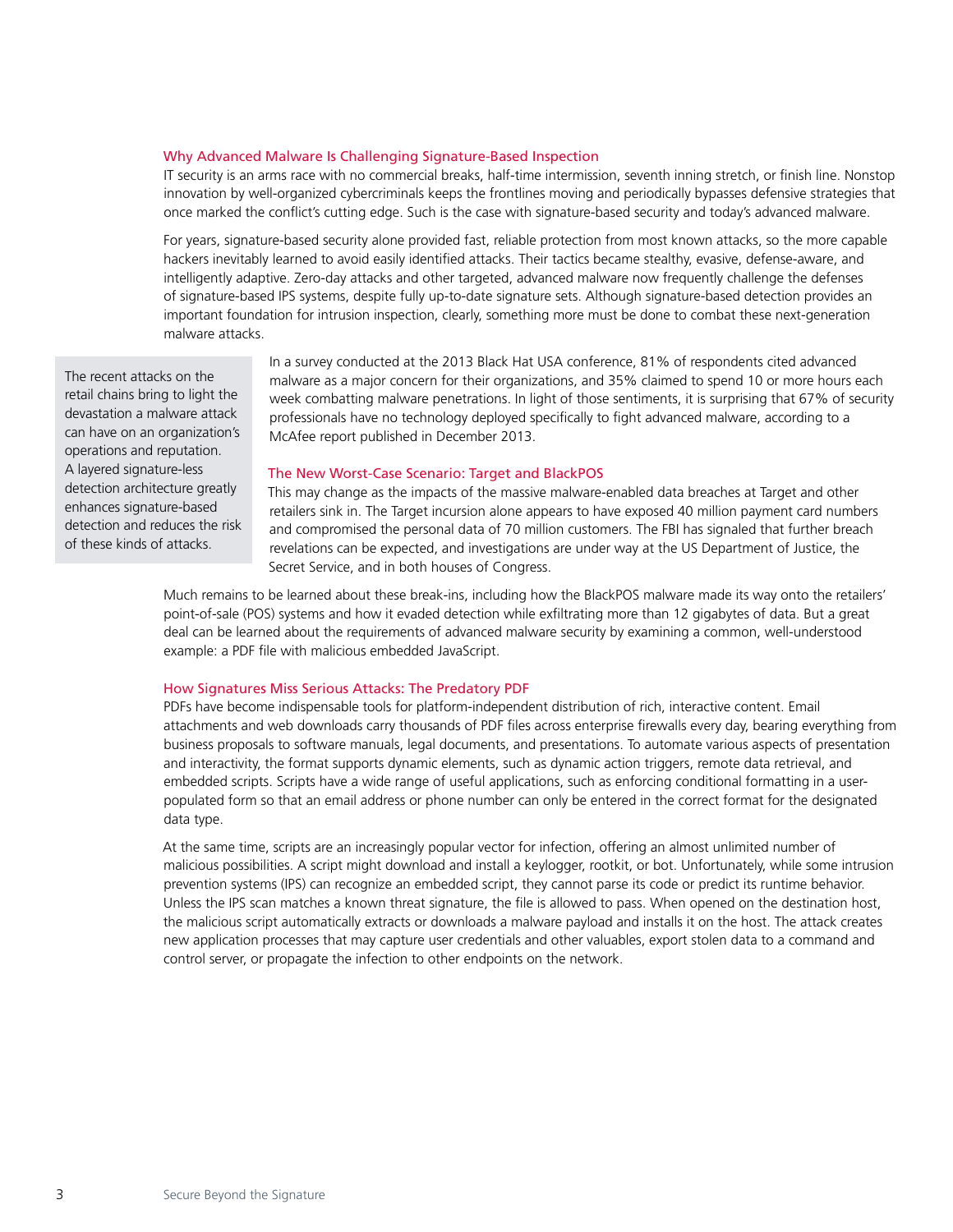## Why Advanced Malware Is Challenging Signature-Based Inspection

IT security is an arms race with no commercial breaks, half-time intermission, seventh inning stretch, or finish line. Nonstop innovation by well-organized cybercriminals keeps the frontlines moving and periodically bypasses defensive strategies that once marked the conflict's cutting edge. Such is the case with signature-based security and today's advanced malware.

For years, signature-based security alone provided fast, reliable protection from most known attacks, so the more capable hackers inevitably learned to avoid easily identified attacks. Their tactics became stealthy, evasive, defense-aware, and intelligently adaptive. Zero-day attacks and other targeted, advanced malware now frequently challenge the defenses of signature-based IPS systems, despite fully up-to-date signature sets. Although signature-based detection provides an important foundation for intrusion inspection, clearly, something more must be done to combat these next-generation malware attacks.

> The recent attacks on the retail chains bring to light the devastation a malware attack can have on an organization's operations and reputation. A layered signature-less detection architecture greatly enhances signature-based detection and reduces the risk of these kinds of attacks.

In a survey conducted at the 2013 Black Hat USA conference, 81% of respondents cited advanced malware as a major concern for their organizations, and 35% claimed to spend 10 or more hours each week combatting malware penetrations. In light of those sentiments, it is surprising that 67% of security professionals have no technology deployed specifically to fight advanced malware, according to a McAfee report published in December 2013.

## The New Worst-Case Scenario: Target and BlackPOS

This may change as the impacts of the massive malware-enabled data breaches at Target and other retailers sink in. The Target incursion alone appears to have exposed 40 million payment card numbers and compromised the personal data of 70 million customers. The FBI has signaled that further breach revelations can be expected, and investigations are under way at the US Department of Justice, the Secret Service, and in both houses of Congress.

Much remains to be learned about these break-ins, including how the BlackPOS malware made its way onto the retailers' point-of-sale (POS) systems and how it evaded detection while exfiltrating more than 12 gigabytes of data. But a great deal can be learned about the requirements of advanced malware security by examining a common, well-understood example: a PDF file with malicious embedded JavaScript.

## How Signatures Miss Serious Attacks: The Predatory PDF

PDFs have become indispensable tools for platform-independent distribution of rich, interactive content. Email attachments and web downloads carry thousands of PDF files across enterprise firewalls every day, bearing everything from business proposals to software manuals, legal documents, and presentations. To automate various aspects of presentation and interactivity, the format supports dynamic elements, such as dynamic action triggers, remote data retrieval, and embedded scripts. Scripts have a wide range of useful applications, such as enforcing conditional formatting in a user-populated form so that an email address or phone number can only be entered in the correct format for the designated data type.

At the same time, scripts are an increasingly popular vector for infection, offering an almost unlimited number of malicious possibilities. A script might download and install a keylogger, rootkit, or bot. Unfortunately, while some intrusion prevention systems (IPS) can recognize an embedded script, they cannot parse its code or predict its runtime behavior. Unless the IPS scan matches a known threat signature, the file is allowed to pass. When opened on the destination host, the malicious script automatically extracts or downloads a malware payload and installs it on the host. The attack creates new application processes that may capture user credentials and other valuables, export stolen data to a command and control server, or propagate the infection to other endpoints on the network.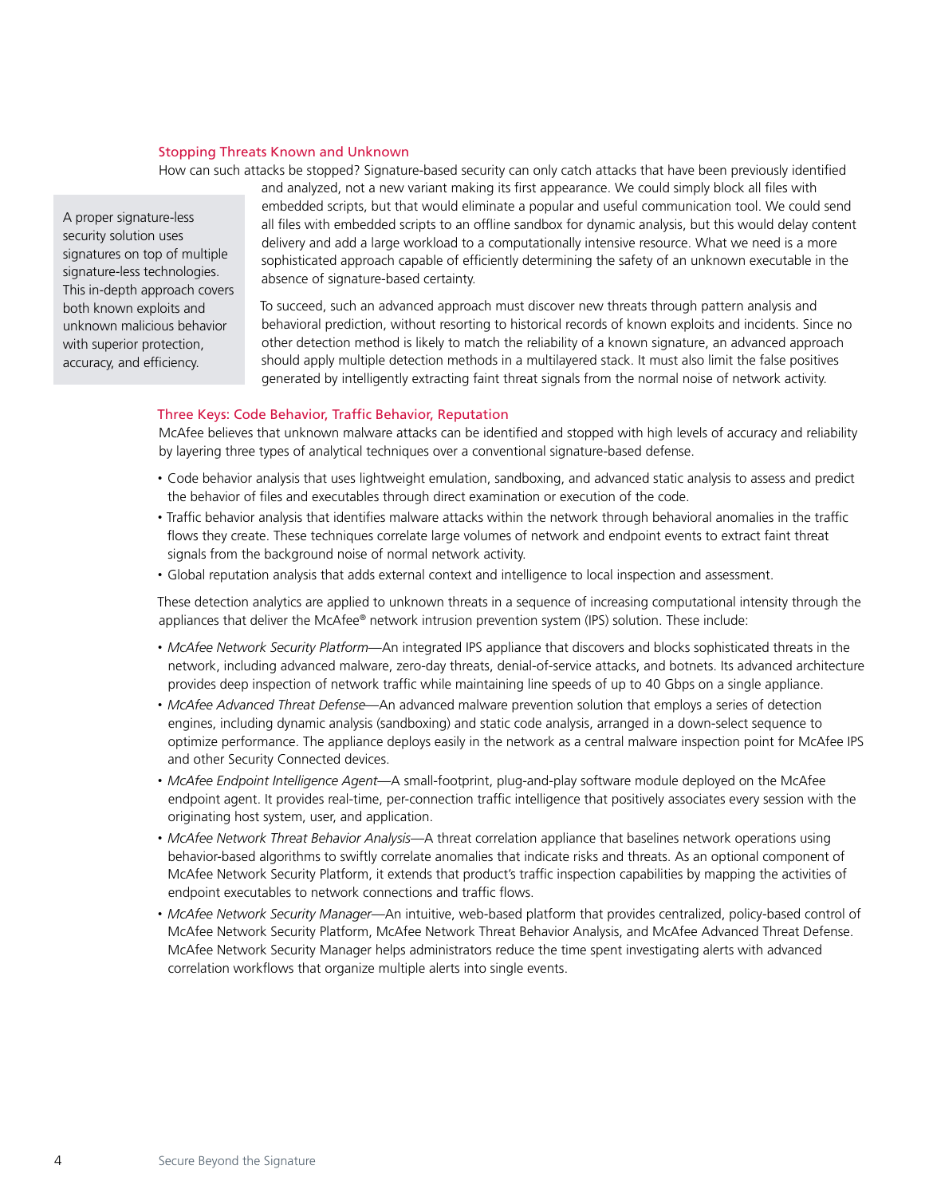## Stopping Threats Known and Unknown

How can such attacks be stopped? Signature-based security can only catch attacks that have been previously identified and analyzed, not a new variant making its first appearance. We could simply block all files with embedded scripts, but that would eliminate a popular and useful communication tool. We could send all files with embedded scripts to an offline sandbox for dynamic analysis, but this would delay content delivery and add a large workload to a computationally intensive resource. What we need is a more sophisticated approach capable of efficiently determining the safety of an unknown executable in the absence of signature-based certainty.

> A proper signature-less security solution uses signatures on top of multiple signature-less technologies. This in-depth approach covers both known exploits and unknown malicious behavior with superior protection, accuracy, and efficiency.

To succeed, such an advanced approach must discover new threats through pattern analysis and behavioral prediction, without resorting to historical records of known exploits and incidents. Since no other detection method is likely to match the reliability of a known signature, an advanced approach should apply multiple detection methods in a multilayered stack. It must also limit the false positives generated by intelligently extracting faint threat signals from the normal noise of network activity.

## Three Keys: Code Behavior, Traffic Behavior, Reputation

McAfee believes that unknown malware attacks can be identified and stopped with high levels of accuracy and reliability by layering three types of analytical techniques over a conventional signature-based defense.

- Code behavior analysis that uses lightweight emulation, sandboxing, and advanced static analysis to assess and predict the behavior of files and executables through direct examination or execution of the code.
- Traffic behavior analysis that identifies malware attacks within the network through behavioral anomalies in the traffic flows they create. These techniques correlate large volumes of network and endpoint events to extract faint threat signals from the background noise of normal network activity.
- Global reputation analysis that adds external context and intelligence to local inspection and assessment.

These detection analytics are applied to unknown threats in a sequence of increasing computational intensity through the appliances that deliver the McAfee® network intrusion prevention system (IPS) solution. These include:

- *McAfee Network Security Platform*—An integrated IPS appliance that discovers and blocks sophisticated threats in the network, including advanced malware, zero-day threats, denial-of-service attacks, and botnets. Its advanced architecture provides deep inspection of network traffic while maintaining line speeds of up to 40 Gbps on a single appliance.
- *McAfee Advanced Threat Defense*—An advanced malware prevention solution that employs a series of detection engines, including dynamic analysis (sandboxing) and static code analysis, arranged in a down-select sequence to optimize performance. The appliance deploys easily in the network as a central malware inspection point for McAfee IPS and other Security Connected devices.
- *McAfee Endpoint Intelligence Agent*—A small-footprint, plug-and-play software module deployed on the McAfee endpoint agent. It provides real-time, per-connection traffic intelligence that positively associates every session with the originating host system, user, and application.
- *McAfee Network Threat Behavior Analysis*—A threat correlation appliance that baselines network operations using behavior-based algorithms to swiftly correlate anomalies that indicate risks and threats. As an optional component of McAfee Network Security Platform, it extends that product's traffic inspection capabilities by mapping the activities of endpoint executables to network connections and traffic flows.
- *McAfee Network Security Manager*—An intuitive, web-based platform that provides centralized, policy-based control of McAfee Network Security Platform, McAfee Network Threat Behavior Analysis, and McAfee Advanced Threat Defense. McAfee Network Security Manager helps administrators reduce the time spent investigating alerts with advanced correlation workflows that organize multiple alerts into single events.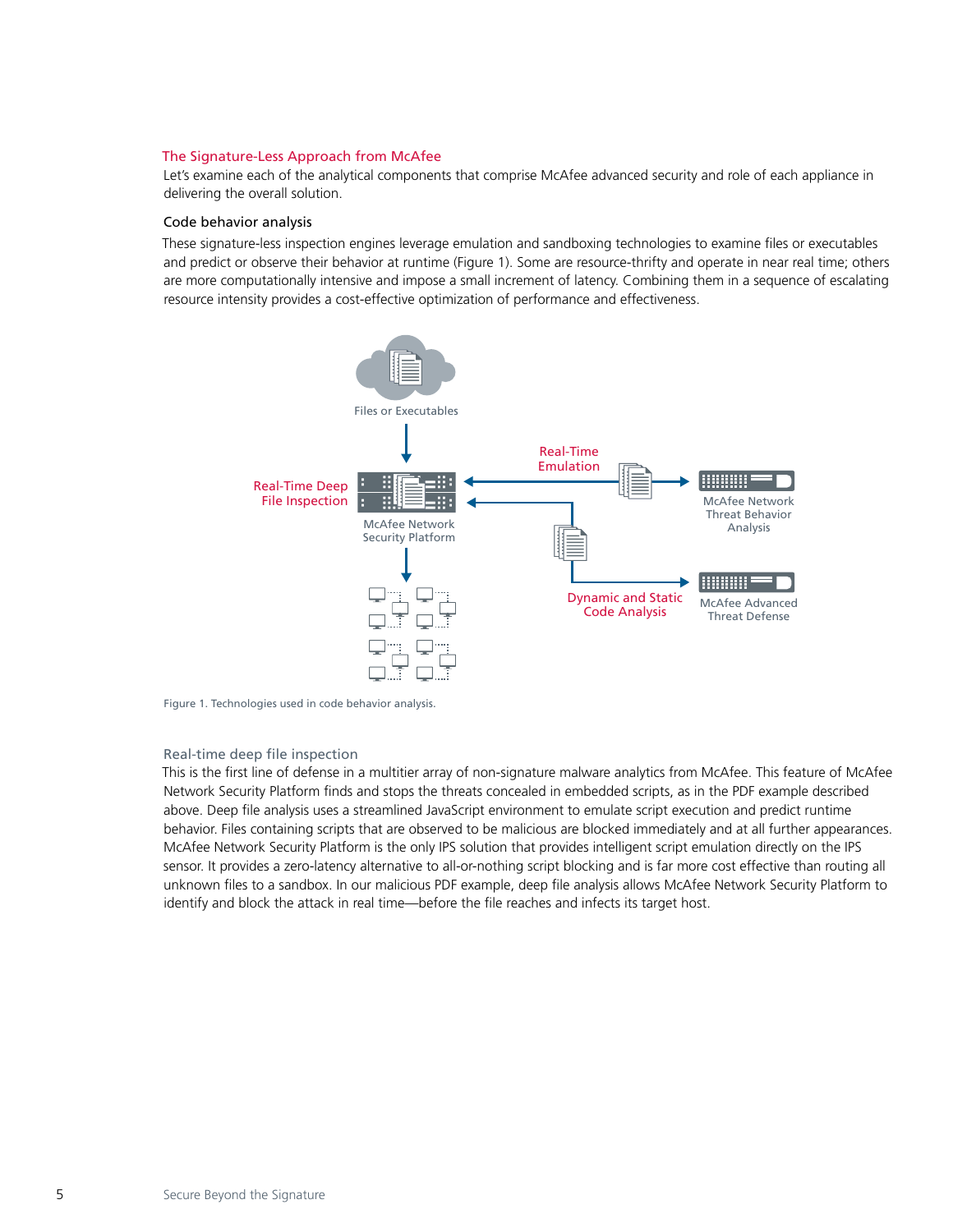## The Signature-Less Approach from McAfee

Let's examine each of the analytical components that comprise McAfee advanced security and role of each appliance in delivering the overall solution.

### Code behavior analysis

These signature-less inspection engines leverage emulation and sandboxing technologies to examine files or executables and predict or observe their behavior at runtime (Figure 1). Some are resource-thrifty and operate in near real time; others are more computationally intensive and impose a small increment of latency. Combining them in a sequence of escalating resource intensity provides a cost-effective optimization of performance and effectiveness.

Figure 1. Technologies used in code behavior analysis.

#### Real-time deep file inspection

This is the first line of defense in a multitier array of non-signature malware analytics from McAfee. This feature of McAfee Network Security Platform finds and stops the threats concealed in embedded scripts, as in the PDF example described above. Deep file analysis uses a streamlined JavaScript environment to emulate script execution and predict runtime behavior. Files containing scripts that are observed to be malicious are blocked immediately and at all further appearances. McAfee Network Security Platform is the only IPS solution that provides intelligent script emulation directly on the IPS sensor. It provides a zero-latency alternative to all-or-nothing script blocking and is far more cost effective than routing all unknown files to a sandbox. In our malicious PDF example, deep file analysis allows McAfee Network Security Platform to identify and block the attack in real time—before the file reaches and infects its target host.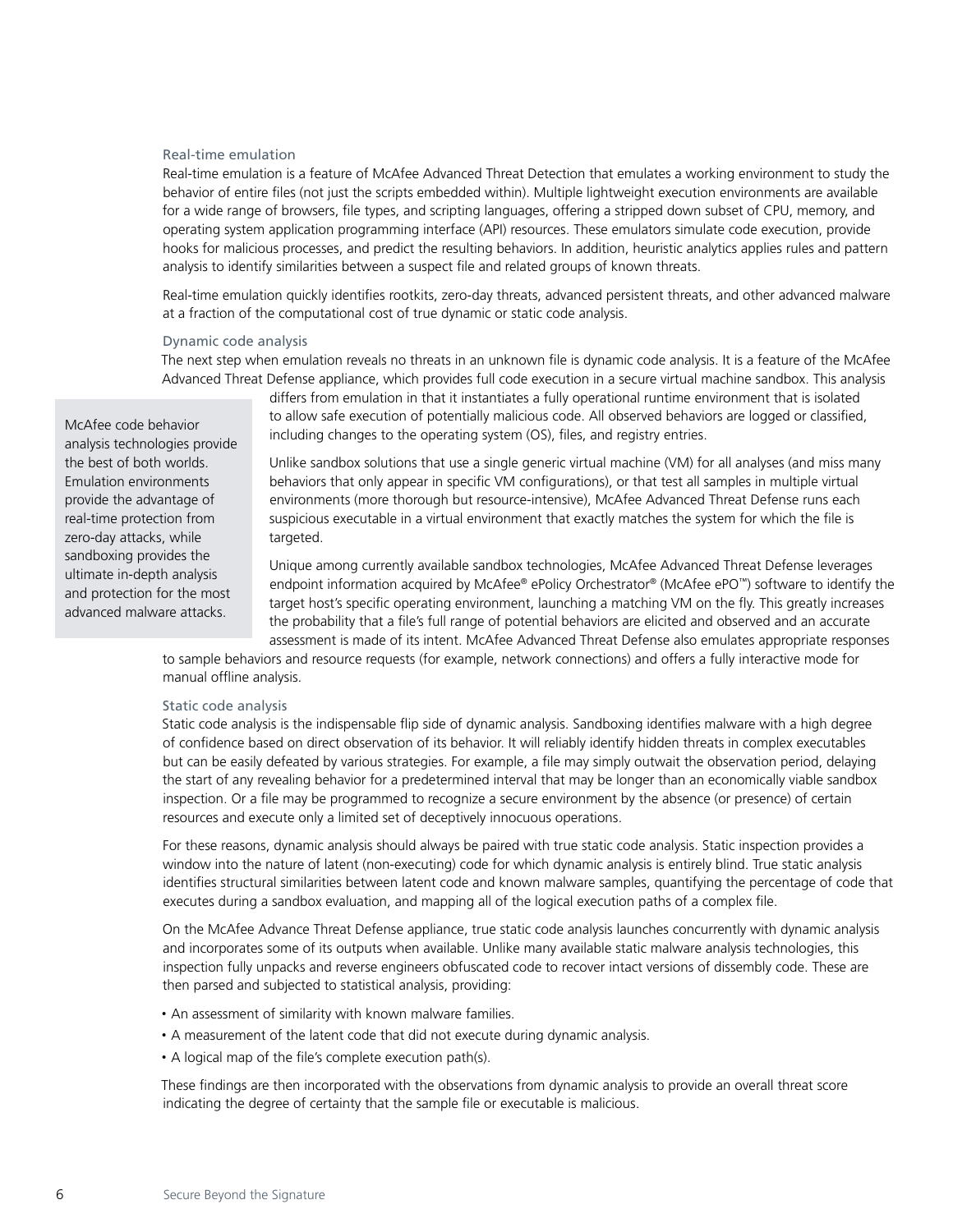### Real-time emulation

Real-time emulation is a feature of McAfee Advanced Threat Detection that emulates a working environment to study the behavior of entire files (not just the scripts embedded within). Multiple lightweight execution environments are available for a wide range of browsers, file types, and scripting languages, offering a stripped down subset of CPU, memory, and operating system application programming interface (API) resources. These emulators simulate code execution, provide hooks for malicious processes, and predict the resulting behaviors. In addition, heuristic analytics applies rules and pattern analysis to identify similarities between a suspect file and related groups of known threats.

Real-time emulation quickly identifies rootkits, zero-day threats, advanced persistent threats, and other advanced malware at a fraction of the computational cost of true dynamic or static code analysis.

### Dynamic code analysis

The next step when emulation reveals no threats in an unknown file is dynamic code analysis. It is a feature of the McAfee Advanced Threat Defense appliance, which provides full code execution in a secure virtual machine sandbox. This analysis differs from emulation in that it instantiates a fully operational runtime environment that is isolated to allow safe execution of potentially malicious code. All observed behaviors are logged or classified, including changes to the operating system (OS), files, and registry entries.

> McAfee code behavior analysis technologies provide the best of both worlds. Emulation environments provide the advantage of real-time protection from zero-day attacks, while sandboxing provides the ultimate in-depth analysis and protection for the most advanced malware attacks.

Unlike sandbox solutions that use a single generic virtual machine (VM) for all analyses (and miss many behaviors that only appear in specific VM configurations), or that test all samples in multiple virtual environments (more thorough but resource-intensive), McAfee Advanced Threat Defense runs each suspicious executable in a virtual environment that exactly matches the system for which the file is targeted.

Unique among currently available sandbox technologies, McAfee Advanced Threat Defense leverages endpoint information acquired by McAfee® ePolicy Orchestrator® (McAfee ePO™) software to identify the target host's specific operating environment, launching a matching VM on the fly. This greatly increases the probability that a file's full range of potential behaviors are elicited and observed and an accurate assessment is made of its intent. McAfee Advanced Threat Defense also emulates appropriate responses to sample behaviors and resource requests (for example, network connections) and offers a fully interactive mode for manual offline analysis.

### Static code analysis

Static code analysis is the indispensable flip side of dynamic analysis. Sandboxing identifies malware with a high degree of confidence based on direct observation of its behavior. It will reliably identify hidden threats in complex executables but can be easily defeated by various strategies. For example, a file may simply outwait the observation period, delaying the start of any revealing behavior for a predetermined interval that may be longer than an economically viable sandbox inspection. Or a file may be programmed to recognize a secure environment by the absence (or presence) of certain resources and execute only a limited set of deceptively innocuous operations.

For these reasons, dynamic analysis should always be paired with true static code analysis. Static inspection provides a window into the nature of latent (non-executing) code for which dynamic analysis is entirely blind. True static analysis identifies structural similarities between latent code and known malware samples, quantifying the percentage of code that executes during a sandbox evaluation, and mapping all of the logical execution paths of a complex file.

On the McAfee Advance Threat Defense appliance, true static code analysis launches concurrently with dynamic analysis and incorporates some of its outputs when available. Unlike many available static malware analysis technologies, this inspection fully unpacks and reverse engineers obfuscated code to recover intact versions of dissembly code. These are then parsed and subjected to statistical analysis, providing:

- An assessment of similarity with known malware families.
- A measurement of the latent code that did not execute during dynamic analysis.
- A logical map of the file's complete execution path(s).

These findings are then incorporated with the observations from dynamic analysis to provide an overall threat score indicating the degree of certainty that the sample file or executable is malicious.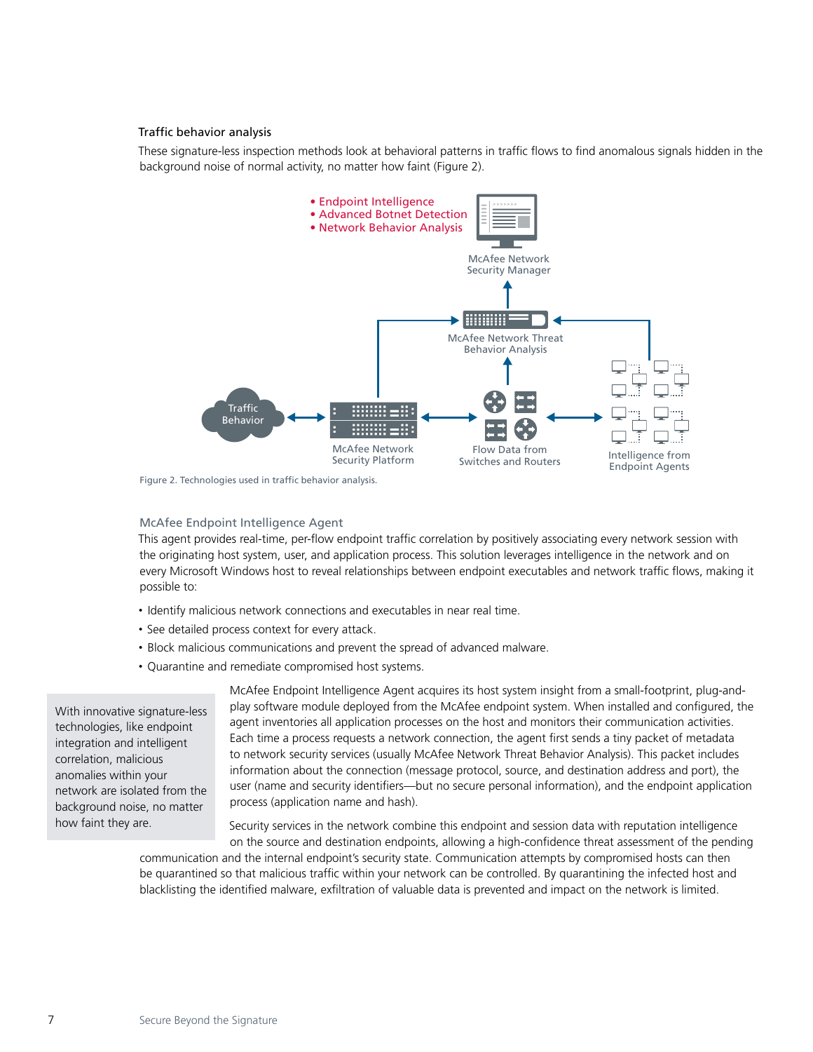### Traffic behavior analysis

These signature-less inspection methods look at behavioral patterns in traffic flows to find anomalous signals hidden in the background noise of normal activity, no matter how faint (Figure 2).

- Endpoint Intelligence
- Advanced Botnet Detection
- Network Behavior Analysis

McAfee Network Security Manager

McAfee Network Threat Behavior Analysis

Traffic Behavior

McAfee Network Security Platform

Flow Data from Switches and Routers

Intelligence from Endpoint Agents

Figure 2. Technologies used in traffic behavior analysis.

#### McAfee Endpoint Intelligence Agent

This agent provides real-time, per-flow endpoint traffic correlation by positively associating every network session with the originating host system, user, and application process. This solution leverages intelligence in the network and on every Microsoft Windows host to reveal relationships between endpoint executables and network traffic flows, making it possible to:

- Identify malicious network connections and executables in near real time.
- See detailed process context for every attack.
- Block malicious communications and prevent the spread of advanced malware.
- Quarantine and remediate compromised host systems.

> With innovative signature-less technologies, like endpoint integration and intelligent correlation, malicious anomalies within your network are isolated from the background noise, no matter how faint they are.

McAfee Endpoint Intelligence Agent acquires its host system insight from a small-footprint, plug-and-play software module deployed from the McAfee endpoint system. When installed and configured, the agent inventories all application processes on the host and monitors their communication activities. Each time a process requests a network connection, the agent first sends a tiny packet of metadata to network security services (usually McAfee Network Threat Behavior Analysis). This packet includes information about the connection (message protocol, source, and destination address and port), the user (name and security identifiers—but no secure personal information), and the endpoint application process (application name and hash).

Security services in the network combine this endpoint and session data with reputation intelligence on the source and destination endpoints, allowing a high-confidence threat assessment of the pending communication and the internal endpoint's security state. Communication attempts by compromised hosts can then be quarantined so that malicious traffic within your network can be controlled. By quarantining the infected host and blacklisting the identified malware, exfiltration of valuable data is prevented and impact on the network is limited.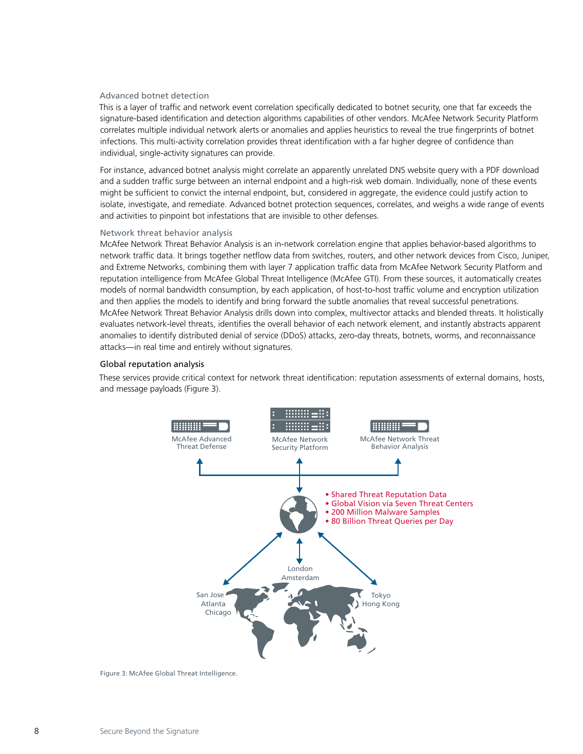### Advanced botnet detection

This is a layer of traffic and network event correlation specifically dedicated to botnet security, one that far exceeds the signature-based identification and detection algorithms capabilities of other vendors. McAfee Network Security Platform correlates multiple individual network alerts or anomalies and applies heuristics to reveal the true fingerprints of botnet infections. This multi-activity correlation provides threat identification with a far higher degree of confidence than individual, single-activity signatures can provide.

For instance, advanced botnet analysis might correlate an apparently unrelated DNS website query with a PDF download and a sudden traffic surge between an internal endpoint and a high-risk web domain. Individually, none of these events might be sufficient to convict the internal endpoint, but, considered in aggregate, the evidence could justify action to isolate, investigate, and remediate. Advanced botnet protection sequences, correlates, and weighs a wide range of events and activities to pinpoint bot infestations that are invisible to other defenses.

### Network threat behavior analysis

McAfee Network Threat Behavior Analysis is an in-network correlation engine that applies behavior-based algorithms to network traffic data. It brings together netflow data from switches, routers, and other network devices from Cisco, Juniper, and Extreme Networks, combining them with layer 7 application traffic data from McAfee Network Security Platform and reputation intelligence from McAfee Global Threat Intelligence (McAfee GTI). From these sources, it automatically creates models of normal bandwidth consumption, by each application, of host-to-host traffic volume and encryption utilization and then applies the models to identify and bring forward the subtle anomalies that reveal successful penetrations. McAfee Network Threat Behavior Analysis drills down into complex, multivector attacks and blended threats. It holistically evaluates network-level threats, identifies the overall behavior of each network element, and instantly abstracts apparent anomalies to identify distributed denial of service (DDoS) attacks, zero-day threats, botnets, worms, and reconnaissance attacks—in real time and entirely without signatures.

### Global reputation analysis

These services provide critical context for network threat identification: reputation assessments of external domains, hosts, and message payloads (Figure 3).

McAfee Advanced Threat Defense

McAfee Network Security Platform

McAfee Network Threat Behavior Analysis

- Shared Threat Reputation Data
- Global Vision via Seven Threat Centers
- 200 Million Malware Samples
- 80 Billion Threat Queries per Day

San Jose
Atlanta
Chicago

London
Amsterdam

Tokyo
Hong Kong

Figure 3: McAfee Global Threat Intelligence.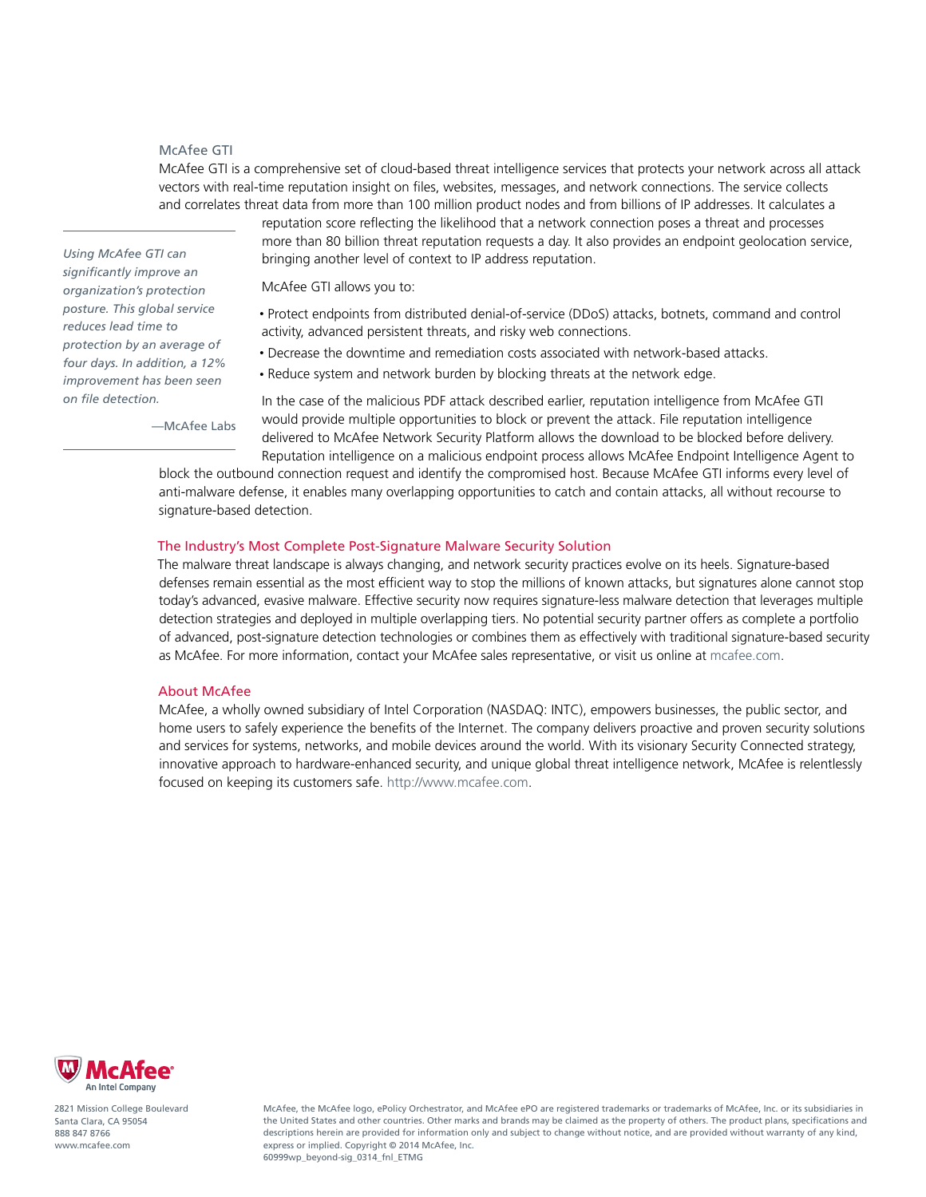### McAfee GTI

McAfee GTI is a comprehensive set of cloud-based threat intelligence services that protects your network across all attack vectors with real-time reputation insight on files, websites, messages, and network connections. The service collects and correlates threat data from more than 100 million product nodes and from billions of IP addresses. It calculates a reputation score reflecting the likelihood that a network connection poses a threat and processes more than 80 billion threat reputation requests a day. It also provides an endpoint geolocation service, bringing another level of context to IP address reputation.

*Using McAfee GTI can significantly improve an organization's protection posture. This global service reduces lead time to protection by an average of four days. In addition, a 12% improvement has been seen on file detection.*

—McAfee Labs

McAfee GTI allows you to:

- Protect endpoints from distributed denial-of-service (DDoS) attacks, botnets, command and control activity, advanced persistent threats, and risky web connections.
- Decrease the downtime and remediation costs associated with network-based attacks.
- Reduce system and network burden by blocking threats at the network edge.

In the case of the malicious PDF attack described earlier, reputation intelligence from McAfee GTI would provide multiple opportunities to block or prevent the attack. File reputation intelligence delivered to McAfee Network Security Platform allows the download to be blocked before delivery. Reputation intelligence on a malicious endpoint process allows McAfee Endpoint Intelligence Agent to block the outbound connection request and identify the compromised host. Because McAfee GTI informs every level of anti-malware defense, it enables many overlapping opportunities to catch and contain attacks, all without recourse to signature-based detection.

## The Industry's Most Complete Post-Signature Malware Security Solution

The malware threat landscape is always changing, and network security practices evolve on its heels. Signature-based defenses remain essential as the most efficient way to stop the millions of known attacks, but signatures alone cannot stop today's advanced, evasive malware. Effective security now requires signature-less malware detection that leverages multiple detection strategies and deployed in multiple overlapping tiers. No potential security partner offers as complete a portfolio of advanced, post-signature detection technologies or combines them as effectively with traditional signature-based security as McAfee. For more information, contact your McAfee sales representative, or visit us online at mcafee.com.

## About McAfee

McAfee, a wholly owned subsidiary of Intel Corporation (NASDAQ: INTC), empowers businesses, the public sector, and home users to safely experience the benefits of the Internet. The company delivers proactive and proven security solutions and services for systems, networks, and mobile devices around the world. With its visionary Security Connected strategy, innovative approach to hardware-enhanced security, and unique global threat intelligence network, McAfee is relentlessly focused on keeping its customers safe. http://www.mcafee.com.

McAfee
An Intel Company

2821 Mission College Boulevard
Santa Clara, CA 95054
888 847 8766
www.mcafee.com

McAfee, the McAfee logo, ePolicy Orchestrator, and McAfee ePO are registered trademarks or trademarks of McAfee, Inc. or its subsidiaries in the United States and other countries. Other marks and brands may be claimed as the property of others. The product plans, specifications and descriptions herein are provided for information only and subject to change without notice, and are provided without warranty of any kind, express or implied. Copyright © 2014 McAfee, Inc.
60999wp_beyond-sig_0314_fnl_ETMG